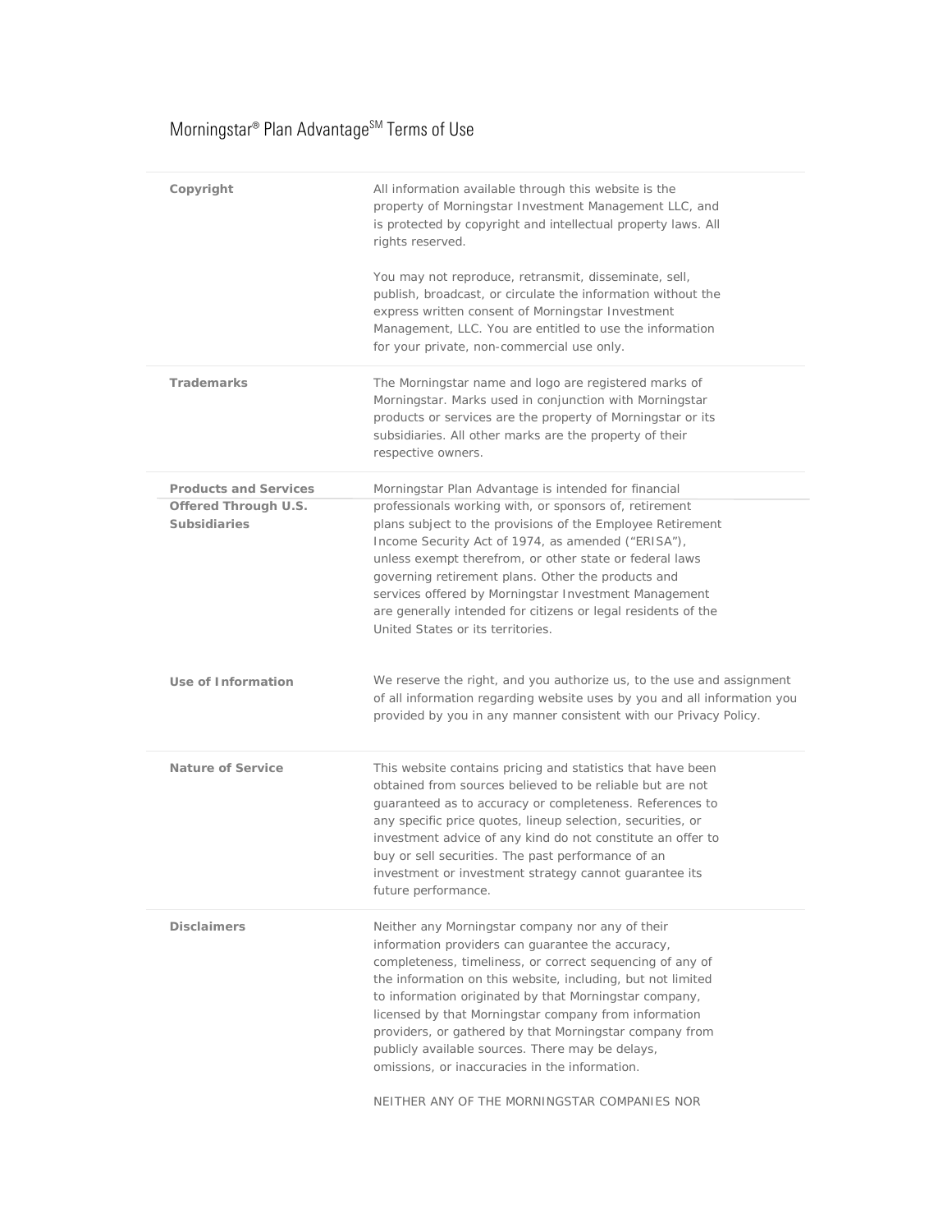# Morningstar® Plan Advantage℠ Terms of Use

**Copyright**

All information available through this website is the property of Morningstar Investment Management LLC, and is protected by copyright and intellectual property laws. All rights reserved.

You may not reproduce, retransmit, disseminate, sell, publish, broadcast, or circulate the information without the express written consent of Morningstar Investment Management, LLC. You are entitled to use the information for your private, non-commercial use only.

**Trademarks**

The Morningstar name and logo are registered marks of Morningstar. Marks used in conjunction with Morningstar products or services are the property of Morningstar or its subsidiaries. All other marks are the property of their respective owners.

**Products and Services Offered Through U.S. Subsidiaries**

Morningstar Plan Advantage is intended for financial professionals working with, or sponsors of, retirement plans subject to the provisions of the Employee Retirement Income Security Act of 1974, as amended ("ERISA"), unless exempt therefrom, or other state or federal laws governing retirement plans. Other the products and services offered by Morningstar Investment Management are generally intended for citizens or legal residents of the United States or its territories.

**Use of Information**

We reserve the right, and you authorize us, to the use and assignment of all information regarding website uses by you and all information you provided by you in any manner consistent with our Privacy Policy.

**Nature of Service**

This website contains pricing and statistics that have been obtained from sources believed to be reliable but are not guaranteed as to accuracy or completeness. References to any specific price quotes, lineup selection, securities, or investment advice of any kind do not constitute an offer to buy or sell securities. The past performance of an investment or investment strategy cannot guarantee its future performance.

**Disclaimers**

Neither any Morningstar company nor any of their information providers can guarantee the accuracy, completeness, timeliness, or correct sequencing of any of the information on this website, including, but not limited to information originated by that Morningstar company, licensed by that Morningstar company from information providers, or gathered by that Morningstar company from publicly available sources. There may be delays, omissions, or inaccuracies in the information.

NEITHER ANY OF THE MORNINGSTAR COMPANIES NOR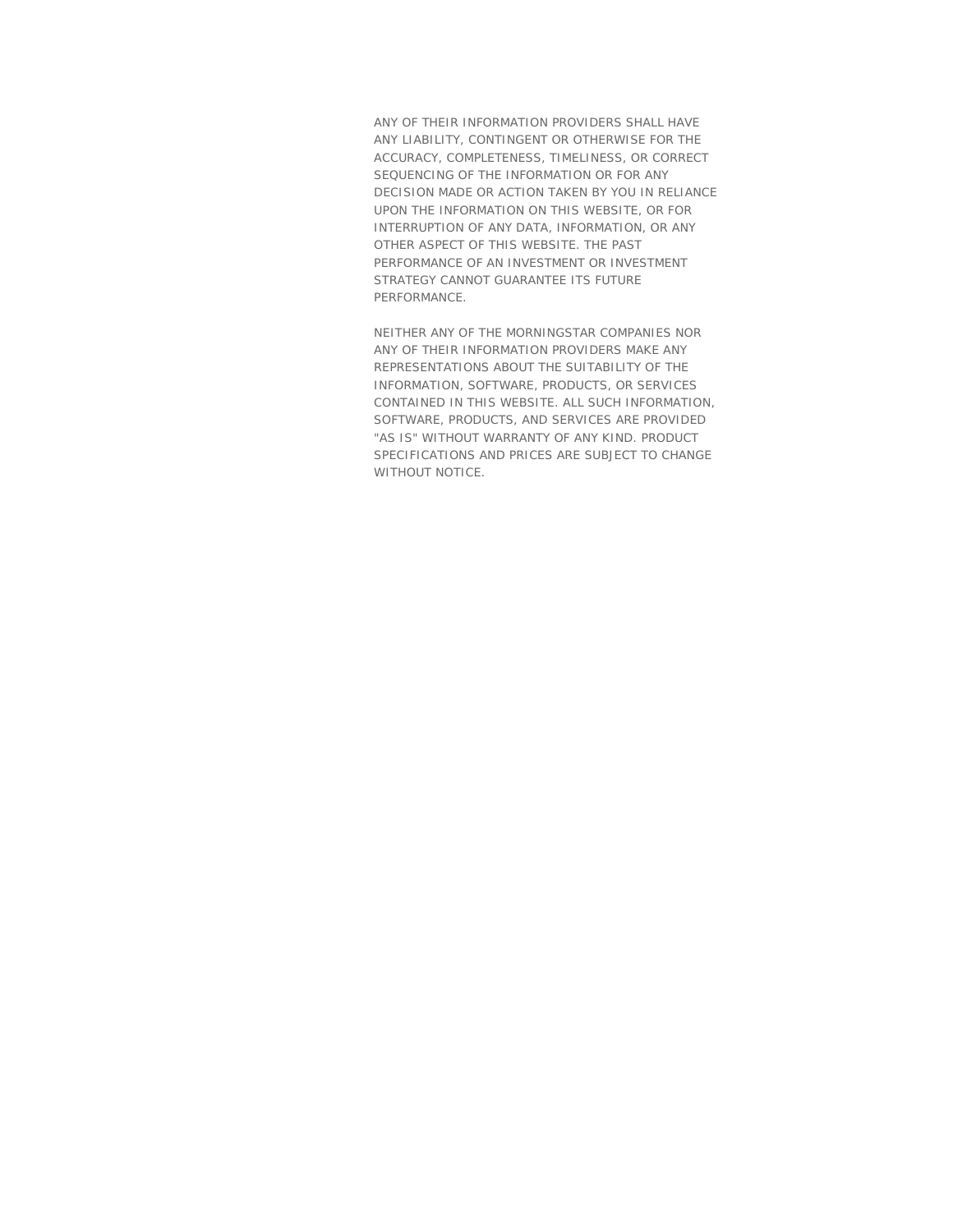ANY OF THEIR INFORMATION PROVIDERS SHALL HAVE ANY LIABILITY, CONTINGENT OR OTHERWISE FOR THE ACCURACY, COMPLETENESS, TIMELINESS, OR CORRECT SEQUENCING OF THE INFORMATION OR FOR ANY DECISION MADE OR ACTION TAKEN BY YOU IN RELIANCE UPON THE INFORMATION ON THIS WEBSITE, OR FOR INTERRUPTION OF ANY DATA, INFORMATION, OR ANY OTHER ASPECT OF THIS WEBSITE. THE PAST PERFORMANCE OF AN INVESTMENT OR INVESTMENT STRATEGY CANNOT GUARANTEE ITS FUTURE PERFORMANCE.

NEITHER ANY OF THE MORNINGSTAR COMPANIES NOR ANY OF THEIR INFORMATION PROVIDERS MAKE ANY REPRESENTATIONS ABOUT THE SUITABILITY OF THE INFORMATION, SOFTWARE, PRODUCTS, OR SERVICES CONTAINED IN THIS WEBSITE. ALL SUCH INFORMATION, SOFTWARE, PRODUCTS, AND SERVICES ARE PROVIDED "AS IS" WITHOUT WARRANTY OF ANY KIND. PRODUCT SPECIFICATIONS AND PRICES ARE SUBJECT TO CHANGE WITHOUT NOTICE.